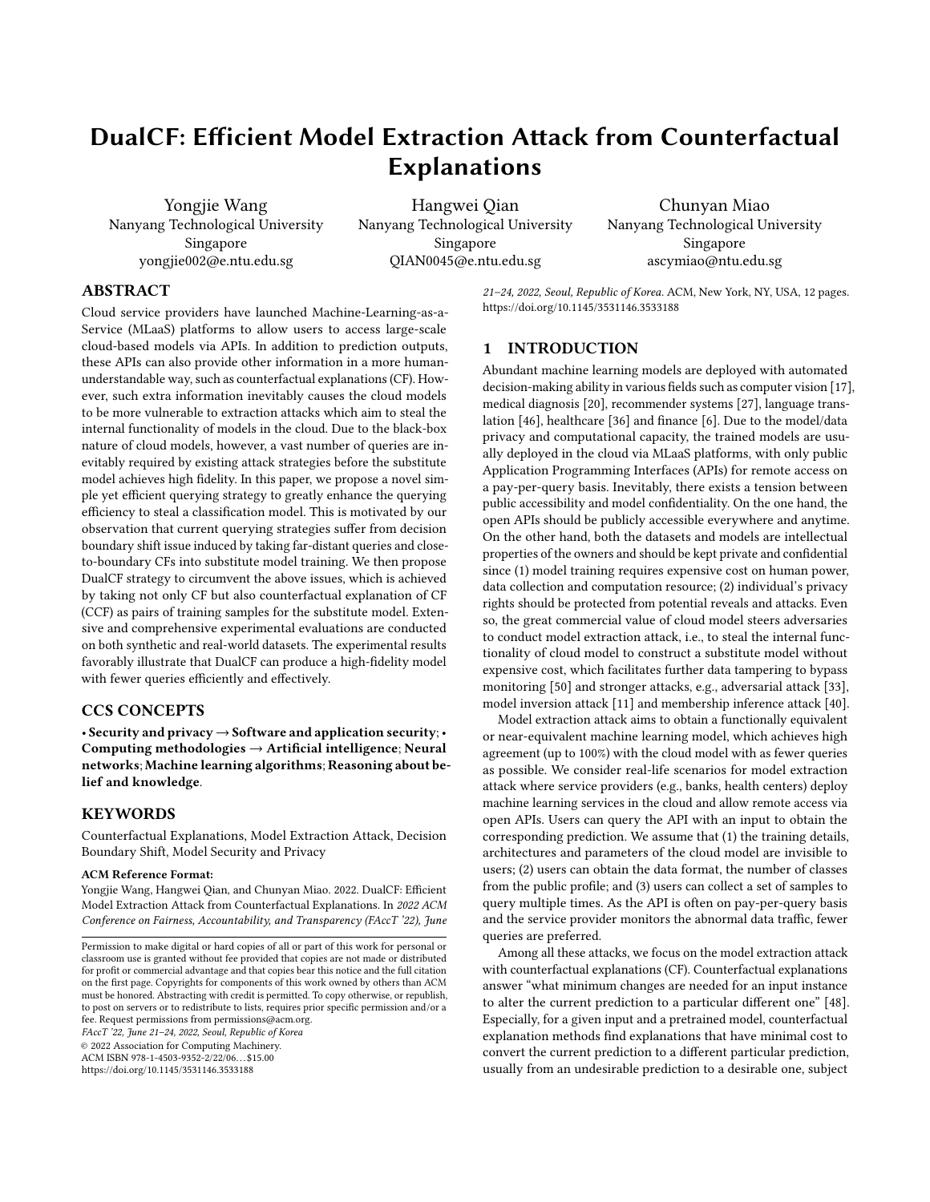# DualCF: Efficient Model Extraction Attack from Counterfactual Explanations

Yongjie Wang
Nanyang Technological University
Singapore
yongjie002@e.ntu.edu.sg

Hangwei Qian
Nanyang Technological University
Singapore
QIAN0045@e.ntu.edu.sg

Chunyan Miao
Nanyang Technological University
Singapore
ascymiao@ntu.edu.sg

## ABSTRACT

Cloud service providers have launched Machine-Learning-as-a-Service (MLaaS) platforms to allow users to access large-scale cloud-based models via APIs. In addition to prediction outputs, these APIs can also provide other information in a more human-understandable way, such as counterfactual explanations (CF). However, such extra information inevitably causes the cloud models to be more vulnerable to extraction attacks which aim to steal the internal functionality of models in the cloud. Due to the black-box nature of cloud models, however, a vast number of queries are inevitably required by existing attack strategies before the substitute model achieves high fidelity. In this paper, we propose a novel simple yet efficient querying strategy to greatly enhance the querying efficiency to steal a classification model. This is motivated by our observation that current querying strategies suffer from decision boundary shift issue induced by taking far-distant queries and close-to-boundary CFs into substitute model training. We then propose DualCF strategy to circumvent the above issues, which is achieved by taking not only CF but also counterfactual explanation of CF (CCF) as pairs of training samples for the substitute model. Extensive and comprehensive experimental evaluations are conducted on both synthetic and real-world datasets. The experimental results favorably illustrate that DualCF can produce a high-fidelity model with fewer queries efficiently and effectively.

## CCS CONCEPTS

• **Security and privacy → Software and application security**; • **Computing methodologies → Artificial intelligence**; **Neural networks**; **Machine learning algorithms**; **Reasoning about belief and knowledge**.

## KEYWORDS

Counterfactual Explanations, Model Extraction Attack, Decision Boundary Shift, Model Security and Privacy

**ACM Reference Format:**
Yongjie Wang, Hangwei Qian, and Chunyan Miao. 2022. DualCF: Efficient Model Extraction Attack from Counterfactual Explanations. In *2022 ACM Conference on Fairness, Accountability, and Transparency (FAccT '22), June 21–24, 2022, Seoul, Republic of Korea.* ACM, New York, NY, USA, 12 pages. https://doi.org/10.1145/3531146.3533188

Permission to make digital or hard copies of all or part of this work for personal or classroom use is granted without fee provided that copies are not made or distributed for profit or commercial advantage and that copies bear this notice and the full citation on the first page. Copyrights for components of this work owned by others than ACM must be honored. Abstracting with credit is permitted. To copy otherwise, or republish, to post on servers or to redistribute to lists, requires prior specific permission and/or a fee. Request permissions from permissions@acm.org.
*FAccT '22, June 21–24, 2022, Seoul, Republic of Korea*
© 2022 Association for Computing Machinery.
ACM ISBN 978-1-4503-9352-2/22/06...$15.00
https://doi.org/10.1145/3531146.3533188

## 1 INTRODUCTION

Abundant machine learning models are deployed with automated decision-making ability in various fields such as computer vision [17], medical diagnosis [20], recommender systems [27], language translation [46], healthcare [36] and finance [6]. Due to the model/data privacy and computational capacity, the trained models are usually deployed in the cloud via MLaaS platforms, with only public Application Programming Interfaces (APIs) for remote access on a pay-per-query basis. Inevitably, there exists a tension between public accessibility and model confidentiality. On the one hand, the open APIs should be publicly accessible everywhere and anytime. On the other hand, both the datasets and models are intellectual properties of the owners and should be kept private and confidential since (1) model training requires expensive cost on human power, data collection and computation resource; (2) individual's privacy rights should be protected from potential reveals and attacks. Even so, the great commercial value of cloud model steers adversaries to conduct model extraction attack, i.e., to steal the internal functionality of cloud model to construct a substitute model without expensive cost, which facilitates further data tampering to bypass monitoring [50] and stronger attacks, e.g., adversarial attack [33], model inversion attack [11] and membership inference attack [40].

Model extraction attack aims to obtain a functionally equivalent or near-equivalent machine learning model, which achieves high agreement (up to 100%) with the cloud model with as fewer queries as possible. We consider real-life scenarios for model extraction attack where service providers (e.g., banks, health centers) deploy machine learning services in the cloud and allow remote access via open APIs. Users can query the API with an input to obtain the corresponding prediction. We assume that (1) the training details, architectures and parameters of the cloud model are invisible to users; (2) users can obtain the data format, the number of classes from the public profile; and (3) users can collect a set of samples to query multiple times. As the API is often on pay-per-query basis and the service provider monitors the abnormal data traffic, fewer queries are preferred.

Among all these attacks, we focus on the model extraction attack with counterfactual explanations (CF). Counterfactual explanations answer "what minimum changes are needed for an input instance to alter the current prediction to a particular different one" [48]. Especially, for a given input and a pretrained model, counterfactual explanation methods find explanations that have minimal cost to convert the current prediction to a different particular prediction, usually from an undesirable prediction to a desirable one, subject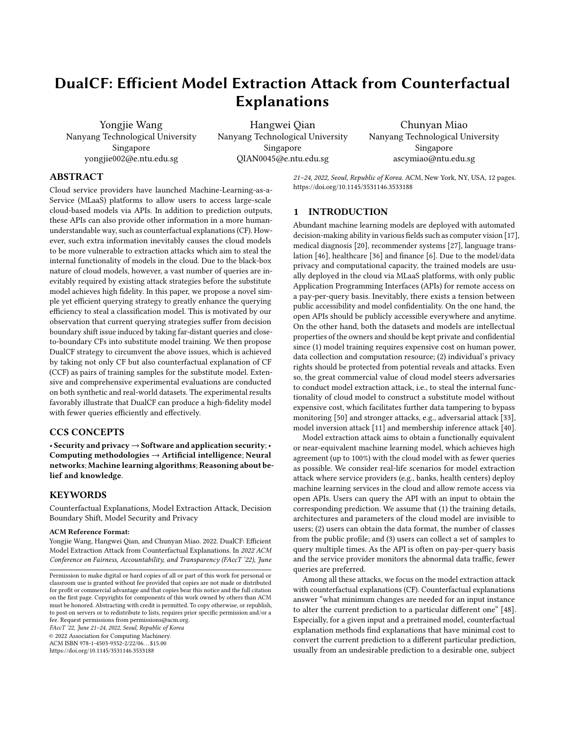# DualCF: Efficient Model Extraction Attack from Counterfactual Explanations

Yongjie Wang
Nanyang Technological University
Singapore
yongjie002@e.ntu.edu.sg

Hangwei Qian
Nanyang Technological University
Singapore
QIAN0045@e.ntu.edu.sg

Chunyan Miao
Nanyang Technological University
Singapore
ascymiao@ntu.edu.sg

## ABSTRACT

Cloud service providers have launched Machine-Learning-as-a-Service (MLaaS) platforms to allow users to access large-scale cloud-based models via APIs. In addition to prediction outputs, these APIs can also provide other information in a more human-understandable way, such as counterfactual explanations (CF). However, such extra information inevitably causes the cloud models to be more vulnerable to extraction attacks which aim to steal the internal functionality of models in the cloud. Due to the black-box nature of cloud models, however, a vast number of queries are inevitably required by existing attack strategies before the substitute model achieves high fidelity. In this paper, we propose a novel simple yet efficient querying strategy to greatly enhance the querying efficiency to steal a classification model. This is motivated by our observation that current querying strategies suffer from decision boundary shift issue induced by taking far-distant queries and close-to-boundary CFs into substitute model training. We then propose DualCF strategy to circumvent the above issues, which is achieved by taking not only CF but also counterfactual explanation of CF (CCF) as pairs of training samples for the substitute model. Extensive and comprehensive experimental evaluations are conducted on both synthetic and real-world datasets. The experimental results favorably illustrate that DualCF can produce a high-fidelity model with fewer queries efficiently and effectively.

## CCS CONCEPTS

**• Security and privacy → Software and application security; • Computing methodologies → Artificial intelligence; Neural networks; Machine learning algorithms; Reasoning about belief and knowledge.**

## KEYWORDS

Counterfactual Explanations, Model Extraction Attack, Decision Boundary Shift, Model Security and Privacy

**ACM Reference Format:**
Yongjie Wang, Hangwei Qian, and Chunyan Miao. 2022. DualCF: Efficient Model Extraction Attack from Counterfactual Explanations. In *2022 ACM Conference on Fairness, Accountability, and Transparency (FAccT '22), June 21–24, 2022, Seoul, Republic of Korea.* ACM, New York, NY, USA, 12 pages. https://doi.org/10.1145/3531146.3533188

Permission to make digital or hard copies of all or part of this work for personal or classroom use is granted without fee provided that copies are not made or distributed for profit or commercial advantage and that copies bear this notice and the full citation on the first page. Copyrights for components of this work owned by others than ACM must be honored. Abstracting with credit is permitted. To copy otherwise, or republish, to post on servers or to redistribute to lists, requires prior specific permission and/or a fee. Request permissions from permissions@acm.org.
*FAccT '22, June 21–24, 2022, Seoul, Republic of Korea*
© 2022 Association for Computing Machinery.
ACM ISBN 978-1-4503-9352-2/22/06...$15.00
https://doi.org/10.1145/3531146.3533188

## 1 INTRODUCTION

Abundant machine learning models are deployed with automated decision-making ability in various fields such as computer vision [17], medical diagnosis [20], recommender systems [27], language translation [46], healthcare [36] and finance [6]. Due to the model/data privacy and computational capacity, the trained models are usually deployed in the cloud via MLaaS platforms, with only public Application Programming Interfaces (APIs) for remote access on a pay-per-query basis. Inevitably, there exists a tension between public accessibility and model confidentiality. On the one hand, the open APIs should be publicly accessible everywhere and anytime. On the other hand, both the datasets and models are intellectual properties of the owners and should be kept private and confidential since (1) model training requires expensive cost on human power, data collection and computation resource; (2) individual's privacy rights should be protected from potential reveals and attacks. Even so, the great commercial value of cloud model steers adversaries to conduct model extraction attack, i.e., to steal the internal functionality of cloud model to construct a substitute model without expensive cost, which facilitates further data tampering to bypass monitoring [50] and stronger attacks, e.g., adversarial attack [33], model inversion attack [11] and membership inference attack [40].

Model extraction attack aims to obtain a functionally equivalent or near-equivalent machine learning model, which achieves high agreement (up to 100%) with the cloud model with as fewer queries as possible. We consider real-life scenarios for model extraction attack where service providers (e.g., banks, health centers) deploy machine learning services in the cloud and allow remote access via open APIs. Users can query the API with an input to obtain the corresponding prediction. We assume that (1) the training details, architectures and parameters of the cloud model are invisible to users; (2) users can obtain the data format, the number of classes from the public profile; and (3) users can collect a set of samples to query multiple times. As the API is often on pay-per-query basis and the service provider monitors the abnormal data traffic, fewer queries are preferred.

Among all these attacks, we focus on the model extraction attack with counterfactual explanations (CF). Counterfactual explanations answer "what minimum changes are needed for an input instance to alter the current prediction to a particular different one" [48]. Especially, for a given input and a pretrained model, counterfactual explanation methods find explanations that have minimal cost to convert the current prediction to a different particular prediction, usually from an undesirable prediction to a desirable one, subject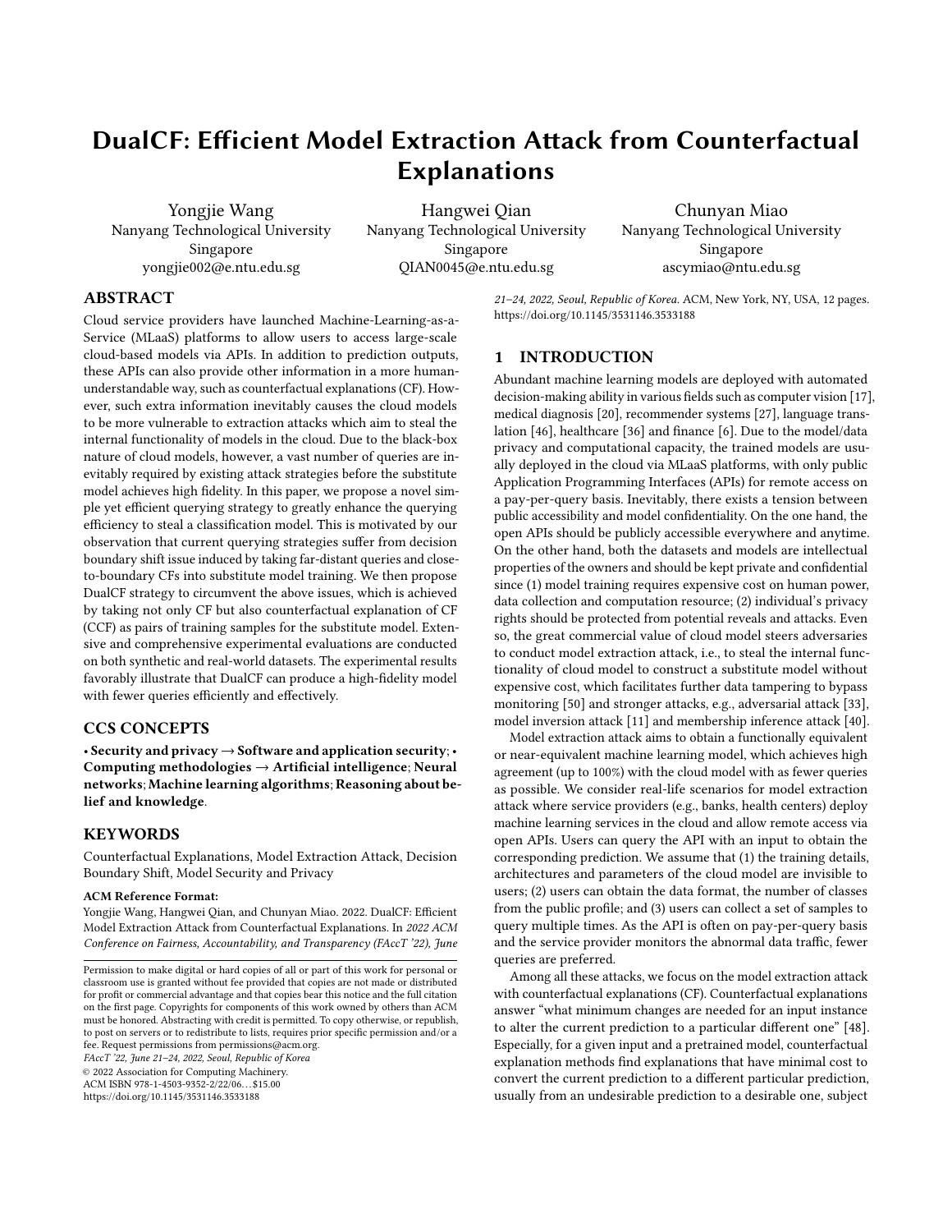# DualCF: Efficient Model Extraction Attack from Counterfactual Explanations

Yongjie Wang
Nanyang Technological University
Singapore
yongjie002@e.ntu.edu.sg

Hangwei Qian
Nanyang Technological University
Singapore
QIAN0045@e.ntu.edu.sg

Chunyan Miao
Nanyang Technological University
Singapore
ascymiao@ntu.edu.sg

## ABSTRACT

Cloud service providers have launched Machine-Learning-as-a-Service (MLaaS) platforms to allow users to access large-scale cloud-based models via APIs. In addition to prediction outputs, these APIs can also provide other information in a more human-understandable way, such as counterfactual explanations (CF). However, such extra information inevitably causes the cloud models to be more vulnerable to extraction attacks which aim to steal the internal functionality of models in the cloud. Due to the black-box nature of cloud models, however, a vast number of queries are inevitably required by existing attack strategies before the substitute model achieves high fidelity. In this paper, we propose a novel simple yet efficient querying strategy to greatly enhance the querying efficiency to steal a classification model. This is motivated by our observation that current querying strategies suffer from decision boundary shift issue induced by taking far-distant queries and close-to-boundary CFs into substitute model training. We then propose DualCF strategy to circumvent the above issues, which is achieved by taking not only CF but also counterfactual explanation of CF (CCF) as pairs of training samples for the substitute model. Extensive and comprehensive experimental evaluations are conducted on both synthetic and real-world datasets. The experimental results favorably illustrate that DualCF can produce a high-fidelity model with fewer queries efficiently and effectively.

## CCS CONCEPTS

**• Security and privacy → Software and application security; • Computing methodologies → Artificial intelligence; Neural networks; Machine learning algorithms; Reasoning about belief and knowledge.**

## KEYWORDS

Counterfactual Explanations, Model Extraction Attack, Decision Boundary Shift, Model Security and Privacy

**ACM Reference Format:**
Yongjie Wang, Hangwei Qian, and Chunyan Miao. 2022. DualCF: Efficient Model Extraction Attack from Counterfactual Explanations. In *2022 ACM Conference on Fairness, Accountability, and Transparency (FAccT '22), June 21–24, 2022, Seoul, Republic of Korea.* ACM, New York, NY, USA, 12 pages. https://doi.org/10.1145/3531146.3533188

Permission to make digital or hard copies of all or part of this work for personal or classroom use is granted without fee provided that copies are not made or distributed for profit or commercial advantage and that copies bear this notice and the full citation on the first page. Copyrights for components of this work owned by others than ACM must be honored. Abstracting with credit is permitted. To copy otherwise, or republish, to post on servers or to redistribute to lists, requires prior specific permission and/or a fee. Request permissions from permissions@acm.org.
*FAccT '22, June 21–24, 2022, Seoul, Republic of Korea*
© 2022 Association for Computing Machinery.
ACM ISBN 978-1-4503-9352-2/22/06...$15.00
https://doi.org/10.1145/3531146.3533188

## 1 INTRODUCTION

Abundant machine learning models are deployed with automated decision-making ability in various fields such as computer vision [17], medical diagnosis [20], recommender systems [27], language translation [46], healthcare [36] and finance [6]. Due to the model/data privacy and computational capacity, the trained models are usually deployed in the cloud via MLaaS platforms, with only public Application Programming Interfaces (APIs) for remote access on a pay-per-query basis. Inevitably, there exists a tension between public accessibility and model confidentiality. On the one hand, the open APIs should be publicly accessible everywhere and anytime. On the other hand, both the datasets and models are intellectual properties of the owners and should be kept private and confidential since (1) model training requires expensive cost on human power, data collection and computation resource; (2) individual's privacy rights should be protected from potential reveals and attacks. Even so, the great commercial value of cloud model steers adversaries to conduct model extraction attack, i.e., to steal the internal functionality of cloud model to construct a substitute model without expensive cost, which facilitates further data tampering to bypass monitoring [50] and stronger attacks, e.g., adversarial attack [33], model inversion attack [11] and membership inference attack [40].

Model extraction attack aims to obtain a functionally equivalent or near-equivalent machine learning model, which achieves high agreement (up to 100%) with the cloud model with as fewer queries as possible. We consider real-life scenarios for model extraction attack where service providers (e.g., banks, health centers) deploy machine learning services in the cloud and allow remote access via open APIs. Users can query the API with an input to obtain the corresponding prediction. We assume that (1) the training details, architectures and parameters of the cloud model are invisible to users; (2) users can obtain the data format, the number of classes from the public profile; and (3) users can collect a set of samples to query multiple times. As the API is often on pay-per-query basis and the service provider monitors the abnormal data traffic, fewer queries are preferred.

Among all these attacks, we focus on the model extraction attack with counterfactual explanations (CF). Counterfactual explanations answer "what minimum changes are needed for an input instance to alter the current prediction to a particular different one" [48]. Especially, for a given input and a pretrained model, counterfactual explanation methods find explanations that have minimal cost to convert the current prediction to a different particular prediction, usually from an undesirable prediction to a desirable one, subject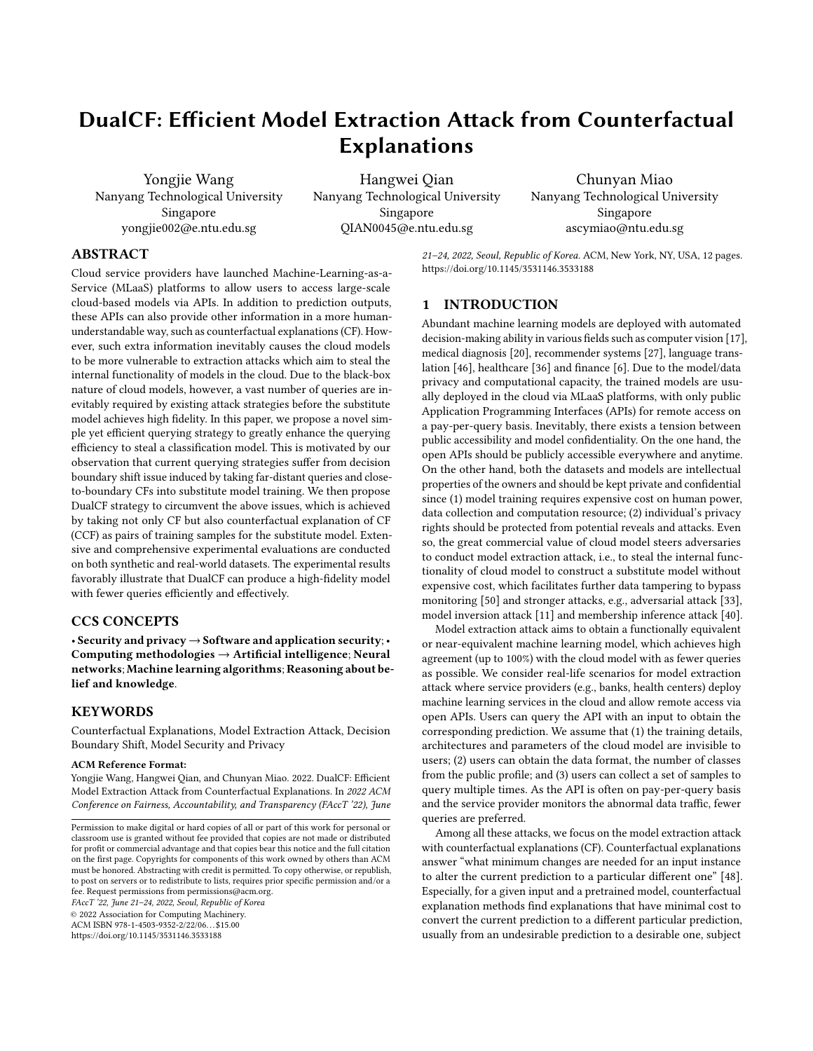# DualCF: Efficient Model Extraction Attack from Counterfactual Explanations

Yongjie Wang
Nanyang Technological University
Singapore
yongjie002@e.ntu.edu.sg

Hangwei Qian
Nanyang Technological University
Singapore
QIAN0045@e.ntu.edu.sg

Chunyan Miao
Nanyang Technological University
Singapore
ascymiao@ntu.edu.sg

## ABSTRACT

Cloud service providers have launched Machine-Learning-as-a-Service (MLaaS) platforms to allow users to access large-scale cloud-based models via APIs. In addition to prediction outputs, these APIs can also provide other information in a more human-understandable way, such as counterfactual explanations (CF). However, such extra information inevitably causes the cloud models to be more vulnerable to extraction attacks which aim to steal the internal functionality of models in the cloud. Due to the black-box nature of cloud models, however, a vast number of queries are inevitably required by existing attack strategies before the substitute model achieves high fidelity. In this paper, we propose a novel simple yet efficient querying strategy to greatly enhance the querying efficiency to steal a classification model. This is motivated by our observation that current querying strategies suffer from decision boundary shift issue induced by taking far-distant queries and close-to-boundary CFs into substitute model training. We then propose DualCF strategy to circumvent the above issues, which is achieved by taking not only CF but also counterfactual explanation of CF (CCF) as pairs of training samples for the substitute model. Extensive and comprehensive experimental evaluations are conducted on both synthetic and real-world datasets. The experimental results favorably illustrate that DualCF can produce a high-fidelity model with fewer queries efficiently and effectively.

## CCS CONCEPTS

• **Security and privacy → Software and application security**; • **Computing methodologies → Artificial intelligence**; **Neural networks**; **Machine learning algorithms**; **Reasoning about belief and knowledge**.

## KEYWORDS

Counterfactual Explanations, Model Extraction Attack, Decision Boundary Shift, Model Security and Privacy

**ACM Reference Format:**
Yongjie Wang, Hangwei Qian, and Chunyan Miao. 2022. DualCF: Efficient Model Extraction Attack from Counterfactual Explanations. In *2022 ACM Conference on Fairness, Accountability, and Transparency (FAccT '22), June 21–24, 2022, Seoul, Republic of Korea.* ACM, New York, NY, USA, 12 pages. https://doi.org/10.1145/3531146.3533188

Permission to make digital or hard copies of all or part of this work for personal or classroom use is granted without fee provided that copies are not made or distributed for profit or commercial advantage and that copies bear this notice and the full citation on the first page. Copyrights for components of this work owned by others than ACM must be honored. Abstracting with credit is permitted. To copy otherwise, or republish, to post on servers or to redistribute to lists, requires prior specific permission and/or a fee. Request permissions from permissions@acm.org.
*FAccT '22, June 21–24, 2022, Seoul, Republic of Korea*
© 2022 Association for Computing Machinery.
ACM ISBN 978-1-4503-9352-2/22/06…$15.00
https://doi.org/10.1145/3531146.3533188

## 1 INTRODUCTION

Abundant machine learning models are deployed with automated decision-making ability in various fields such as computer vision [17], medical diagnosis [20], recommender systems [27], language translation [46], healthcare [36] and finance [6]. Due to the model/data privacy and computational capacity, the trained models are usually deployed in the cloud via MLaaS platforms, with only public Application Programming Interfaces (APIs) for remote access on a pay-per-query basis. Inevitably, there exists a tension between public accessibility and model confidentiality. On the one hand, the open APIs should be publicly accessible everywhere and anytime. On the other hand, both the datasets and models are intellectual properties of the owners and should be kept private and confidential since (1) model training requires expensive cost on human power, data collection and computation resource; (2) individual's privacy rights should be protected from potential reveals and attacks. Even so, the great commercial value of cloud model steers adversaries to conduct model extraction attack, i.e., to steal the internal functionality of cloud model to construct a substitute model without expensive cost, which facilitates further data tampering to bypass monitoring [50] and stronger attacks, e.g., adversarial attack [33], model inversion attack [11] and membership inference attack [40].

Model extraction attack aims to obtain a functionally equivalent or near-equivalent machine learning model, which achieves high agreement (up to 100%) with the cloud model with as fewer queries as possible. We consider real-life scenarios for model extraction attack where service providers (e.g., banks, health centers) deploy machine learning services in the cloud and allow remote access via open APIs. Users can query the API with an input to obtain the corresponding prediction. We assume that (1) the training details, architectures and parameters of the cloud model are invisible to users; (2) users can obtain the data format, the number of classes from the public profile; and (3) users can collect a set of samples to query multiple times. As the API is often on pay-per-query basis and the service provider monitors the abnormal data traffic, fewer queries are preferred.

Among all these attacks, we focus on the model extraction attack with counterfactual explanations (CF). Counterfactual explanations answer "what minimum changes are needed for an input instance to alter the current prediction to a particular different one" [48]. Especially, for a given input and a pretrained model, counterfactual explanation methods find explanations that have minimal cost to convert the current prediction to a different particular prediction, usually from an undesirable prediction to a desirable one, subject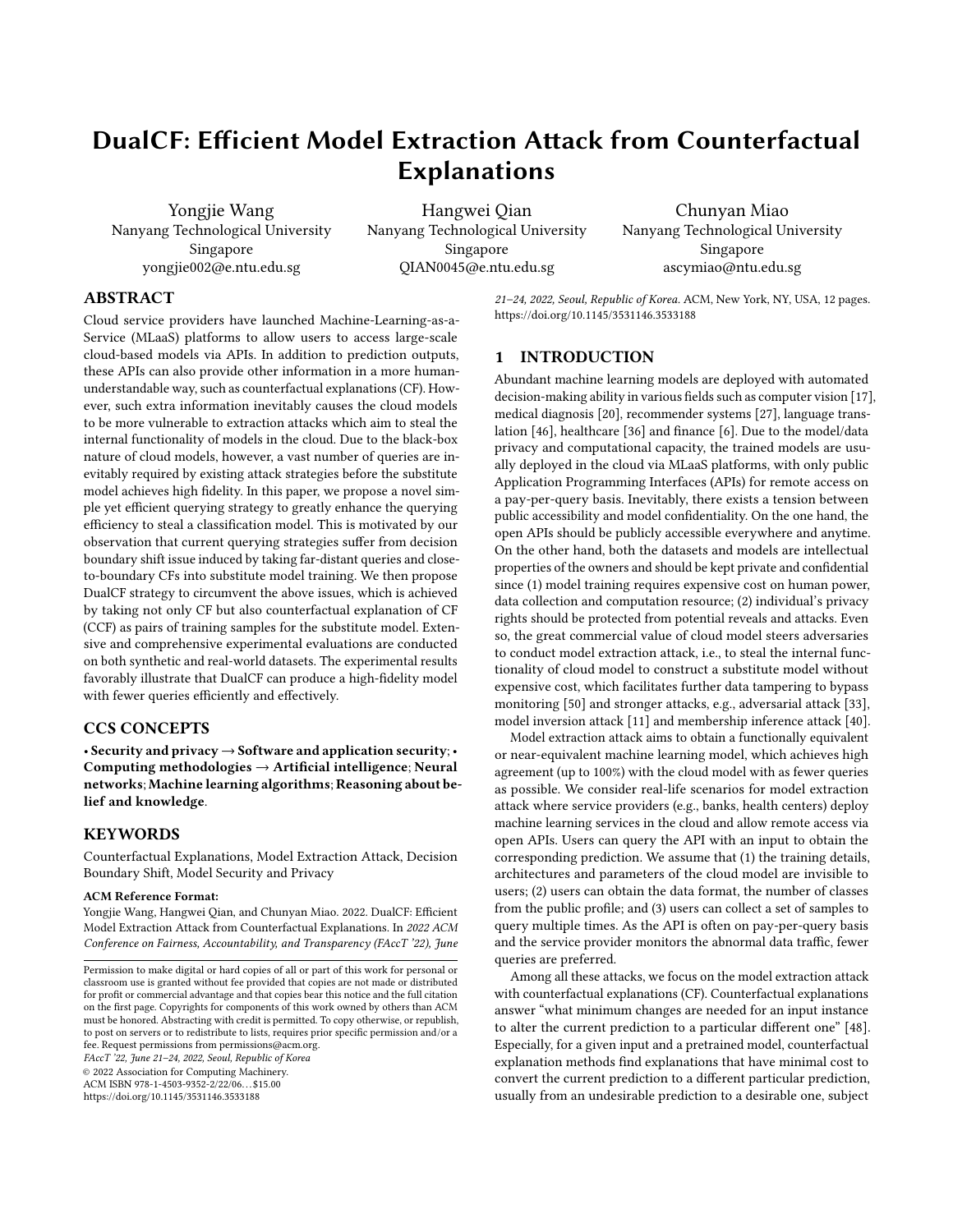# DualCF: Efficient Model Extraction Attack from Counterfactual Explanations

Yongjie Wang
Nanyang Technological University
Singapore
yongjie002@e.ntu.edu.sg

Hangwei Qian
Nanyang Technological University
Singapore
QIAN0045@e.ntu.edu.sg

Chunyan Miao
Nanyang Technological University
Singapore
ascymiao@ntu.edu.sg

## ABSTRACT

Cloud service providers have launched Machine-Learning-as-a-Service (MLaaS) platforms to allow users to access large-scale cloud-based models via APIs. In addition to prediction outputs, these APIs can also provide other information in a more human-understandable way, such as counterfactual explanations (CF). However, such extra information inevitably causes the cloud models to be more vulnerable to extraction attacks which aim to steal the internal functionality of models in the cloud. Due to the black-box nature of cloud models, however, a vast number of queries are inevitably required by existing attack strategies before the substitute model achieves high fidelity. In this paper, we propose a novel simple yet efficient querying strategy to greatly enhance the querying efficiency to steal a classification model. This is motivated by our observation that current querying strategies suffer from decision boundary shift issue induced by taking far-distant queries and close-to-boundary CFs into substitute model training. We then propose DualCF strategy to circumvent the above issues, which is achieved by taking not only CF but also counterfactual explanation of CF (CCF) as pairs of training samples for the substitute model. Extensive and comprehensive experimental evaluations are conducted on both synthetic and real-world datasets. The experimental results favorably illustrate that DualCF can produce a high-fidelity model with fewer queries efficiently and effectively.

## CCS CONCEPTS

• **Security and privacy → Software and application security**; • **Computing methodologies → Artificial intelligence**; **Neural networks**; **Machine learning algorithms**; **Reasoning about belief and knowledge**.

## KEYWORDS

Counterfactual Explanations, Model Extraction Attack, Decision Boundary Shift, Model Security and Privacy

**ACM Reference Format:**

Yongjie Wang, Hangwei Qian, and Chunyan Miao. 2022. DualCF: Efficient Model Extraction Attack from Counterfactual Explanations. In *2022 ACM Conference on Fairness, Accountability, and Transparency (FAccT '22), June 21–24, 2022, Seoul, Republic of Korea.* ACM, New York, NY, USA, 12 pages. https://doi.org/10.1145/3531146.3533188

Permission to make digital or hard copies of all or part of this work for personal or classroom use is granted without fee provided that copies are not made or distributed for profit or commercial advantage and that copies bear this notice and the full citation on the first page. Copyrights for components of this work owned by others than ACM must be honored. Abstracting with credit is permitted. To copy otherwise, or republish, to post on servers or to redistribute to lists, requires prior specific permission and/or a fee. Request permissions from permissions@acm.org.

*FAccT '22, June 21–24, 2022, Seoul, Republic of Korea*

© 2022 Association for Computing Machinery.

ACM ISBN 978-1-4503-9352-2/22/06...$15.00

https://doi.org/10.1145/3531146.3533188

## 1 INTRODUCTION

Abundant machine learning models are deployed with automated decision-making ability in various fields such as computer vision [17], medical diagnosis [20], recommender systems [27], language translation [46], healthcare [36] and finance [6]. Due to the model/data privacy and computational capacity, the trained models are usually deployed in the cloud via MLaaS platforms, with only public Application Programming Interfaces (APIs) for remote access on a pay-per-query basis. Inevitably, there exists a tension between public accessibility and model confidentiality. On the one hand, the open APIs should be publicly accessible everywhere and anytime. On the other hand, both the datasets and models are intellectual properties of the owners and should be kept private and confidential since (1) model training requires expensive cost on human power, data collection and computation resource; (2) individual's privacy rights should be protected from potential reveals and attacks. Even so, the great commercial value of cloud model steers adversaries to conduct model extraction attack, i.e., to steal the internal functionality of cloud model to construct a substitute model without expensive cost, which facilitates further data tampering to bypass monitoring [50] and stronger attacks, e.g., adversarial attack [33], model inversion attack [11] and membership inference attack [40].

Model extraction attack aims to obtain a functionally equivalent or near-equivalent machine learning model, which achieves high agreement (up to 100%) with the cloud model with as fewer queries as possible. We consider real-life scenarios for model extraction attack where service providers (e.g., banks, health centers) deploy machine learning services in the cloud and allow remote access via open APIs. Users can query the API with an input to obtain the corresponding prediction. We assume that (1) the training details, architectures and parameters of the cloud model are invisible to users; (2) users can obtain the data format, the number of classes from the public profile; and (3) users can collect a set of samples to query multiple times. As the API is often on pay-per-query basis and the service provider monitors the abnormal data traffic, fewer queries are preferred.

Among all these attacks, we focus on the model extraction attack with counterfactual explanations (CF). Counterfactual explanations answer "what minimum changes are needed for an input instance to alter the current prediction to a particular different one" [48]. Especially, for a given input and a pretrained model, counterfactual explanation methods find explanations that have minimal cost to convert the current prediction to a different particular prediction, usually from an undesirable prediction to a desirable one, subject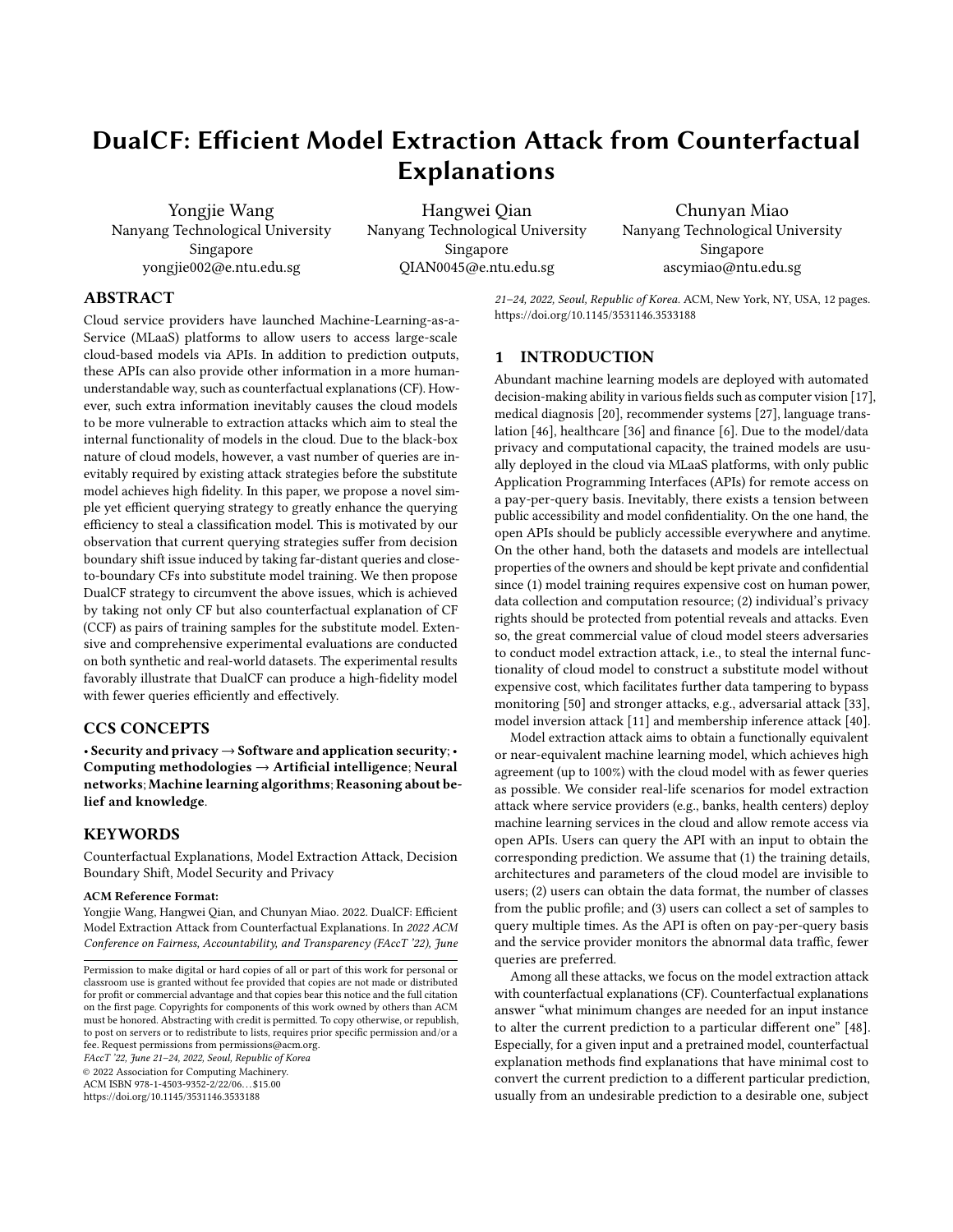# DualCF: Efficient Model Extraction Attack from Counterfactual Explanations

Yongjie Wang
Nanyang Technological University
Singapore
yongjie002@e.ntu.edu.sg

Hangwei Qian
Nanyang Technological University
Singapore
QIAN0045@e.ntu.edu.sg

Chunyan Miao
Nanyang Technological University
Singapore
ascymiao@ntu.edu.sg

## ABSTRACT

Cloud service providers have launched Machine-Learning-as-a-Service (MLaaS) platforms to allow users to access large-scale cloud-based models via APIs. In addition to prediction outputs, these APIs can also provide other information in a more human-understandable way, such as counterfactual explanations (CF). However, such extra information inevitably causes the cloud models to be more vulnerable to extraction attacks which aim to steal the internal functionality of models in the cloud. Due to the black-box nature of cloud models, however, a vast number of queries are inevitably required by existing attack strategies before the substitute model achieves high fidelity. In this paper, we propose a novel simple yet efficient querying strategy to greatly enhance the querying efficiency to steal a classification model. This is motivated by our observation that current querying strategies suffer from decision boundary shift issue induced by taking far-distant queries and close-to-boundary CFs into substitute model training. We then propose DualCF strategy to circumvent the above issues, which is achieved by taking not only CF but also counterfactual explanation of CF (CCF) as pairs of training samples for the substitute model. Extensive and comprehensive experimental evaluations are conducted on both synthetic and real-world datasets. The experimental results favorably illustrate that DualCF can produce a high-fidelity model with fewer queries efficiently and effectively.

## CCS CONCEPTS

• **Security and privacy → Software and application security**; • **Computing methodologies → Artificial intelligence**; **Neural networks**; **Machine learning algorithms**; **Reasoning about belief and knowledge**.

## KEYWORDS

Counterfactual Explanations, Model Extraction Attack, Decision Boundary Shift, Model Security and Privacy

**ACM Reference Format:**
Yongjie Wang, Hangwei Qian, and Chunyan Miao. 2022. DualCF: Efficient Model Extraction Attack from Counterfactual Explanations. In *2022 ACM Conference on Fairness, Accountability, and Transparency (FAccT '22), June 21–24, 2022, Seoul, Republic of Korea.* ACM, New York, NY, USA, 12 pages. https://doi.org/10.1145/3531146.3533188

Permission to make digital or hard copies of all or part of this work for personal or classroom use is granted without fee provided that copies are not made or distributed for profit or commercial advantage and that copies bear this notice and the full citation on the first page. Copyrights for components of this work owned by others than ACM must be honored. Abstracting with credit is permitted. To copy otherwise, or republish, to post on servers or to redistribute to lists, requires prior specific permission and/or a fee. Request permissions from permissions@acm.org.
*FAccT '22, June 21–24, 2022, Seoul, Republic of Korea*
© 2022 Association for Computing Machinery.
ACM ISBN 978-1-4503-9352-2/22/06...$15.00
https://doi.org/10.1145/3531146.3533188

## 1 INTRODUCTION

Abundant machine learning models are deployed with automated decision-making ability in various fields such as computer vision [17], medical diagnosis [20], recommender systems [27], language translation [46], healthcare [36] and finance [6]. Due to the model/data privacy and computational capacity, the trained models are usually deployed in the cloud via MLaaS platforms, with only public Application Programming Interfaces (APIs) for remote access on a pay-per-query basis. Inevitably, there exists a tension between public accessibility and model confidentiality. On the one hand, the open APIs should be publicly accessible everywhere and anytime. On the other hand, both the datasets and models are intellectual properties of the owners and should be kept private and confidential since (1) model training requires expensive cost on human power, data collection and computation resource; (2) individual's privacy rights should be protected from potential reveals and attacks. Even so, the great commercial value of cloud model steers adversaries to conduct model extraction attack, i.e., to steal the internal functionality of cloud model to construct a substitute model without expensive cost, which facilitates further data tampering to bypass monitoring [50] and stronger attacks, e.g., adversarial attack [33], model inversion attack [11] and membership inference attack [40].

Model extraction attack aims to obtain a functionally equivalent or near-equivalent machine learning model, which achieves high agreement (up to 100%) with the cloud model with as fewer queries as possible. We consider real-life scenarios for model extraction attack where service providers (e.g., banks, health centers) deploy machine learning services in the cloud and allow remote access via open APIs. Users can query the API with an input to obtain the corresponding prediction. We assume that (1) the training details, architectures and parameters of the cloud model are invisible to users; (2) users can obtain the data format, the number of classes from the public profile; and (3) users can collect a set of samples to query multiple times. As the API is often on pay-per-query basis and the service provider monitors the abnormal data traffic, fewer queries are preferred.

Among all these attacks, we focus on the model extraction attack with counterfactual explanations (CF). Counterfactual explanations answer "what minimum changes are needed for an input instance to alter the current prediction to a particular different one" [48]. Especially, for a given input and a pretrained model, counterfactual explanation methods find explanations that have minimal cost to convert the current prediction to a different particular prediction, usually from an undesirable prediction to a desirable one, subject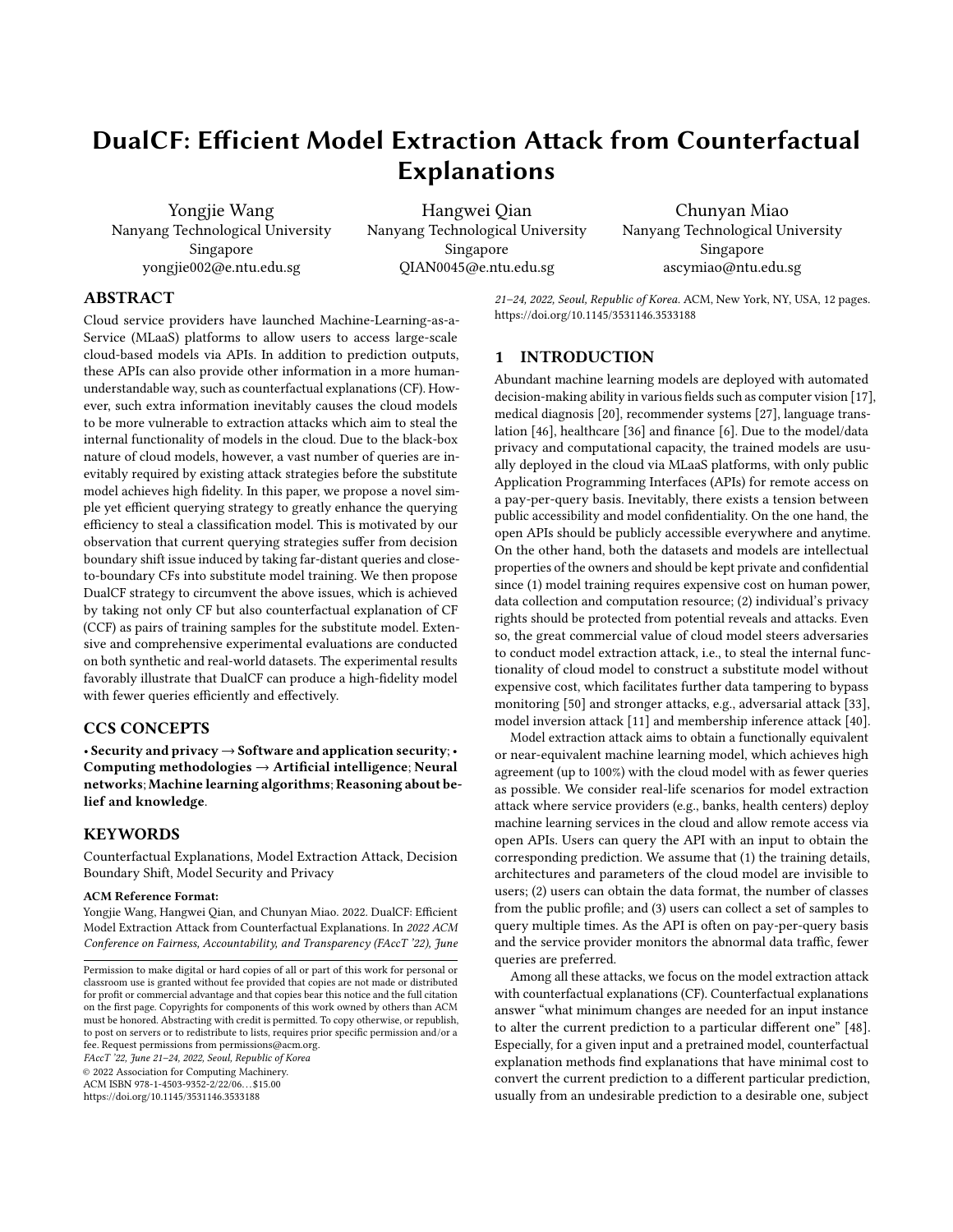# DualCF: Efficient Model Extraction Attack from Counterfactual Explanations

Yongjie Wang
Nanyang Technological University
Singapore
yongjie002@e.ntu.edu.sg

Hangwei Qian
Nanyang Technological University
Singapore
QIAN0045@e.ntu.edu.sg

Chunyan Miao
Nanyang Technological University
Singapore
ascymiao@ntu.edu.sg

## ABSTRACT

Cloud service providers have launched Machine-Learning-as-a-Service (MLaaS) platforms to allow users to access large-scale cloud-based models via APIs. In addition to prediction outputs, these APIs can also provide other information in a more human-understandable way, such as counterfactual explanations (CF). However, such extra information inevitably causes the cloud models to be more vulnerable to extraction attacks which aim to steal the internal functionality of models in the cloud. Due to the black-box nature of cloud models, however, a vast number of queries are inevitably required by existing attack strategies before the substitute model achieves high fidelity. In this paper, we propose a novel simple yet efficient querying strategy to greatly enhance the querying efficiency to steal a classification model. This is motivated by our observation that current querying strategies suffer from decision boundary shift issue induced by taking far-distant queries and close-to-boundary CFs into substitute model training. We then propose DualCF strategy to circumvent the above issues, which is achieved by taking not only CF but also counterfactual explanation of CF (CCF) as pairs of training samples for the substitute model. Extensive and comprehensive experimental evaluations are conducted on both synthetic and real-world datasets. The experimental results favorably illustrate that DualCF can produce a high-fidelity model with fewer queries efficiently and effectively.

## CCS CONCEPTS

**• Security and privacy → Software and application security**; **• Computing methodologies → Artificial intelligence**; **Neural networks**; **Machine learning algorithms**; **Reasoning about belief and knowledge**.

## KEYWORDS

Counterfactual Explanations, Model Extraction Attack, Decision Boundary Shift, Model Security and Privacy

**ACM Reference Format:**
Yongjie Wang, Hangwei Qian, and Chunyan Miao. 2022. DualCF: Efficient Model Extraction Attack from Counterfactual Explanations. In *2022 ACM Conference on Fairness, Accountability, and Transparency (FAccT '22), June 21–24, 2022, Seoul, Republic of Korea.* ACM, New York, NY, USA, 12 pages. https://doi.org/10.1145/3531146.3533188

Permission to make digital or hard copies of all or part of this work for personal or classroom use is granted without fee provided that copies are not made or distributed for profit or commercial advantage and that copies bear this notice and the full citation on the first page. Copyrights for components of this work owned by others than ACM must be honored. Abstracting with credit is permitted. To copy otherwise, or republish, to post on servers or to redistribute to lists, requires prior specific permission and/or a fee. Request permissions from permissions@acm.org.
*FAccT '22, June 21–24, 2022, Seoul, Republic of Korea*
© 2022 Association for Computing Machinery.
ACM ISBN 978-1-4503-9352-2/22/06…$15.00
https://doi.org/10.1145/3531146.3533188

## 1 INTRODUCTION

Abundant machine learning models are deployed with automated decision-making ability in various fields such as computer vision [17], medical diagnosis [20], recommender systems [27], language translation [46], healthcare [36] and finance [6]. Due to the model/data privacy and computational capacity, the trained models are usually deployed in the cloud via MLaaS platforms, with only public Application Programming Interfaces (APIs) for remote access on a pay-per-query basis. Inevitably, there exists a tension between public accessibility and model confidentiality. On the one hand, the open APIs should be publicly accessible everywhere and anytime. On the other hand, both the datasets and models are intellectual properties of the owners and should be kept private and confidential since (1) model training requires expensive cost on human power, data collection and computation resource; (2) individual's privacy rights should be protected from potential reveals and attacks. Even so, the great commercial value of cloud model steers adversaries to conduct model extraction attack, i.e., to steal the internal functionality of cloud model to construct a substitute model without expensive cost, which facilitates further data tampering to bypass monitoring [50] and stronger attacks, e.g., adversarial attack [33], model inversion attack [11] and membership inference attack [40].

Model extraction attack aims to obtain a functionally equivalent or near-equivalent machine learning model, which achieves high agreement (up to 100%) with the cloud model with as fewer queries as possible. We consider real-life scenarios for model extraction attack where service providers (e.g., banks, health centers) deploy machine learning services in the cloud and allow remote access via open APIs. Users can query the API with an input to obtain the corresponding prediction. We assume that (1) the training details, architectures and parameters of the cloud model are invisible to users; (2) users can obtain the data format, the number of classes from the public profile; and (3) users can collect a set of samples to query multiple times. As the API is often on pay-per-query basis and the service provider monitors the abnormal data traffic, fewer queries are preferred.

Among all these attacks, we focus on the model extraction attack with counterfactual explanations (CF). Counterfactual explanations answer "what minimum changes are needed for an input instance to alter the current prediction to a particular different one" [48]. Especially, for a given input and a pretrained model, counterfactual explanation methods find explanations that have minimal cost to convert the current prediction to a different particular prediction, usually from an undesirable prediction to a desirable one, subject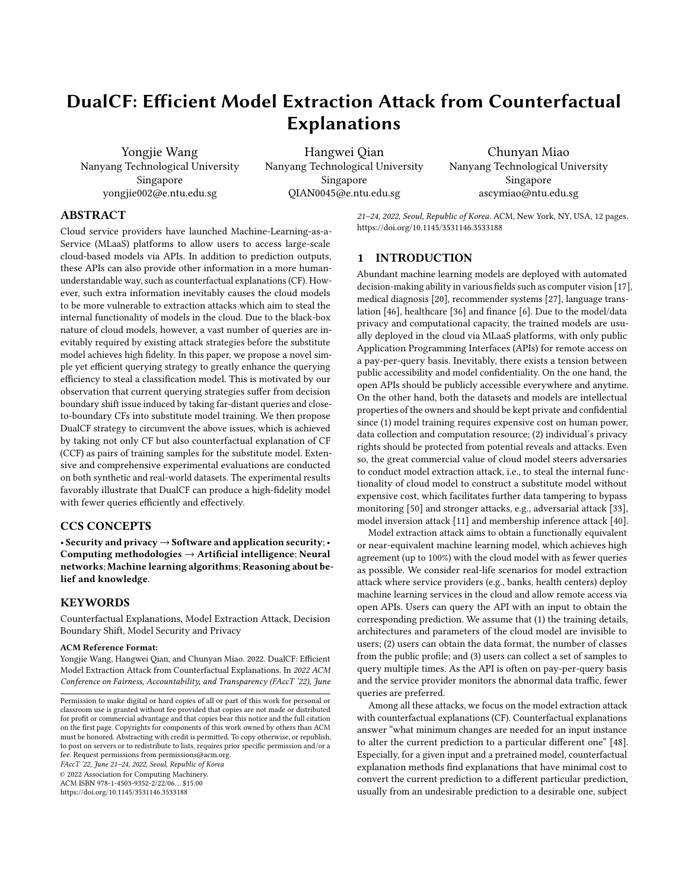# DualCF: Efficient Model Extraction Attack from Counterfactual Explanations

Yongjie Wang
Nanyang Technological University
Singapore
yongjie002@e.ntu.edu.sg

Hangwei Qian
Nanyang Technological University
Singapore
QIAN0045@e.ntu.edu.sg

Chunyan Miao
Nanyang Technological University
Singapore
ascymiao@ntu.edu.sg

## ABSTRACT

Cloud service providers have launched Machine-Learning-as-a-Service (MLaaS) platforms to allow users to access large-scale cloud-based models via APIs. In addition to prediction outputs, these APIs can also provide other information in a more human-understandable way, such as counterfactual explanations (CF). However, such extra information inevitably causes the cloud models to be more vulnerable to extraction attacks which aim to steal the internal functionality of models in the cloud. Due to the black-box nature of cloud models, however, a vast number of queries are inevitably required by existing attack strategies before the substitute model achieves high fidelity. In this paper, we propose a novel simple yet efficient querying strategy to greatly enhance the querying efficiency to steal a classification model. This is motivated by our observation that current querying strategies suffer from decision boundary shift issue induced by taking far-distant queries and close-to-boundary CFs into substitute model training. We then propose DualCF strategy to circumvent the above issues, which is achieved by taking not only CF but also counterfactual explanation of CF (CCF) as pairs of training samples for the substitute model. Extensive and comprehensive experimental evaluations are conducted on both synthetic and real-world datasets. The experimental results favorably illustrate that DualCF can produce a high-fidelity model with fewer queries efficiently and effectively.

## CCS CONCEPTS

• **Security and privacy → Software and application security**; • **Computing methodologies → Artificial intelligence**; **Neural networks**; **Machine learning algorithms**; **Reasoning about belief and knowledge**.

## KEYWORDS

Counterfactual Explanations, Model Extraction Attack, Decision Boundary Shift, Model Security and Privacy

**ACM Reference Format:**
Yongjie Wang, Hangwei Qian, and Chunyan Miao. 2022. DualCF: Efficient Model Extraction Attack from Counterfactual Explanations. In *2022 ACM Conference on Fairness, Accountability, and Transparency (FAccT '22), June 21–24, 2022, Seoul, Republic of Korea.* ACM, New York, NY, USA, 12 pages. https://doi.org/10.1145/3531146.3533188

Permission to make digital or hard copies of all or part of this work for personal or classroom use is granted without fee provided that copies are not made or distributed for profit or commercial advantage and that copies bear this notice and the full citation on the first page. Copyrights for components of this work owned by others than ACM must be honored. Abstracting with credit is permitted. To copy otherwise, or republish, to post on servers or to redistribute to lists, requires prior specific permission and/or a fee. Request permissions from permissions@acm.org.
*FAccT '22, June 21–24, 2022, Seoul, Republic of Korea*
© 2022 Association for Computing Machinery.
ACM ISBN 978-1-4503-9352-2/22/06...$15.00
https://doi.org/10.1145/3531146.3533188

## 1 INTRODUCTION

Abundant machine learning models are deployed with automated decision-making ability in various fields such as computer vision [17], medical diagnosis [20], recommender systems [27], language translation [46], healthcare [36] and finance [6]. Due to the model/data privacy and computational capacity, the trained models are usually deployed in the cloud via MLaaS platforms, with only public Application Programming Interfaces (APIs) for remote access on a pay-per-query basis. Inevitably, there exists a tension between public accessibility and model confidentiality. On the one hand, the open APIs should be publicly accessible everywhere and anytime. On the other hand, both the datasets and models are intellectual properties of the owners and should be kept private and confidential since (1) model training requires expensive cost on human power, data collection and computation resource; (2) individual's privacy rights should be protected from potential reveals and attacks. Even so, the great commercial value of cloud model steers adversaries to conduct model extraction attack, i.e., to steal the internal functionality of cloud model to construct a substitute model without expensive cost, which facilitates further data tampering to bypass monitoring [50] and stronger attacks, e.g., adversarial attack [33], model inversion attack [11] and membership inference attack [40].

Model extraction attack aims to obtain a functionally equivalent or near-equivalent machine learning model, which achieves high agreement (up to 100%) with the cloud model with as fewer queries as possible. We consider real-life scenarios for model extraction attack where service providers (e.g., banks, health centers) deploy machine learning services in the cloud and allow remote access via open APIs. Users can query the API with an input to obtain the corresponding prediction. We assume that (1) the training details, architectures and parameters of the cloud model are invisible to users; (2) users can obtain the data format, the number of classes from the public profile; and (3) users can collect a set of samples to query multiple times. As the API is often on pay-per-query basis and the service provider monitors the abnormal data traffic, fewer queries are preferred.

Among all these attacks, we focus on the model extraction attack with counterfactual explanations (CF). Counterfactual explanations answer "what minimum changes are needed for an input instance to alter the current prediction to a particular different one" [48]. Especially, for a given input and a pretrained model, counterfactual explanation methods find explanations that have minimal cost to convert the current prediction to a different particular prediction, usually from an undesirable prediction to a desirable one, subject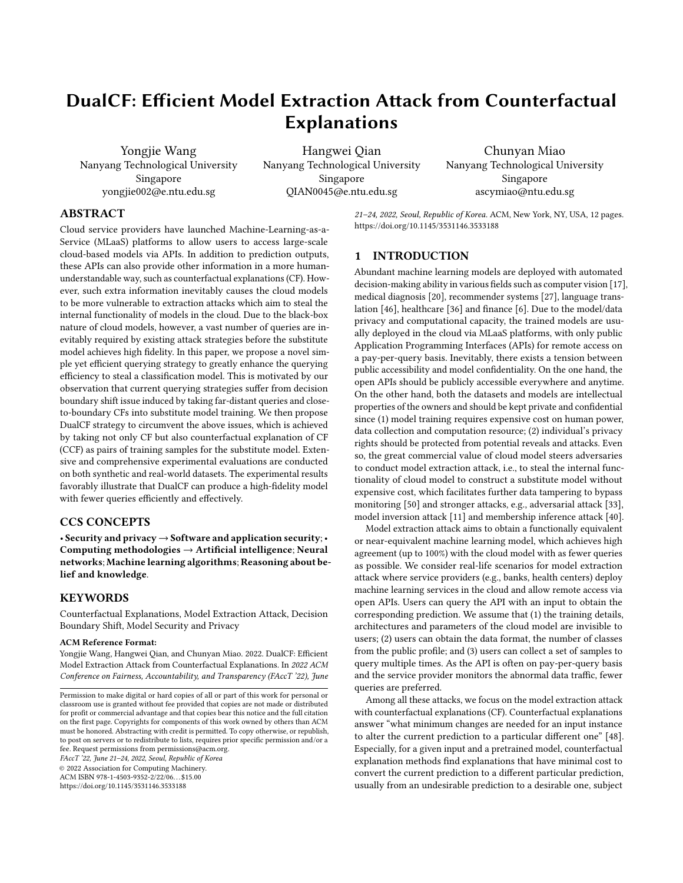# DualCF: Efficient Model Extraction Attack from Counterfactual Explanations

Yongjie Wang
Nanyang Technological University
Singapore
yongjie002@e.ntu.edu.sg

Hangwei Qian
Nanyang Technological University
Singapore
QIAN0045@e.ntu.edu.sg

Chunyan Miao
Nanyang Technological University
Singapore
ascymiao@ntu.edu.sg

## ABSTRACT

Cloud service providers have launched Machine-Learning-as-a-Service (MLaaS) platforms to allow users to access large-scale cloud-based models via APIs. In addition to prediction outputs, these APIs can also provide other information in a more human-understandable way, such as counterfactual explanations (CF). However, such extra information inevitably causes the cloud models to be more vulnerable to extraction attacks which aim to steal the internal functionality of models in the cloud. Due to the black-box nature of cloud models, however, a vast number of queries are inevitably required by existing attack strategies before the substitute model achieves high fidelity. In this paper, we propose a novel simple yet efficient querying strategy to greatly enhance the querying efficiency to steal a classification model. This is motivated by our observation that current querying strategies suffer from decision boundary shift issue induced by taking far-distant queries and close-to-boundary CFs into substitute model training. We then propose DualCF strategy to circumvent the above issues, which is achieved by taking not only CF but also counterfactual explanation of CF (CCF) as pairs of training samples for the substitute model. Extensive and comprehensive experimental evaluations are conducted on both synthetic and real-world datasets. The experimental results favorably illustrate that DualCF can produce a high-fidelity model with fewer queries efficiently and effectively.

## CCS CONCEPTS

• **Security and privacy** → **Software and application security**; • **Computing methodologies** → **Artificial intelligence**; **Neural networks**; **Machine learning algorithms**; **Reasoning about belief and knowledge**.

## KEYWORDS

Counterfactual Explanations, Model Extraction Attack, Decision Boundary Shift, Model Security and Privacy

**ACM Reference Format:**
Yongjie Wang, Hangwei Qian, and Chunyan Miao. 2022. DualCF: Efficient Model Extraction Attack from Counterfactual Explanations. In *2022 ACM Conference on Fairness, Accountability, and Transparency (FAccT '22), June 21–24, 2022, Seoul, Republic of Korea.* ACM, New York, NY, USA, 12 pages. https://doi.org/10.1145/3531146.3533188

Permission to make digital or hard copies of all or part of this work for personal or classroom use is granted without fee provided that copies are not made or distributed for profit or commercial advantage and that copies bear this notice and the full citation on the first page. Copyrights for components of this work owned by others than ACM must be honored. Abstracting with credit is permitted. To copy otherwise, or republish, to post on servers or to redistribute to lists, requires prior specific permission and/or a fee. Request permissions from permissions@acm.org.
*FAccT '22, June 21–24, 2022, Seoul, Republic of Korea*
© 2022 Association for Computing Machinery.
ACM ISBN 978-1-4503-9352-2/22/06...$15.00
https://doi.org/10.1145/3531146.3533188

## 1 INTRODUCTION

Abundant machine learning models are deployed with automated decision-making ability in various fields such as computer vision [17], medical diagnosis [20], recommender systems [27], language translation [46], healthcare [36] and finance [6]. Due to the model/data privacy and computational capacity, the trained models are usually deployed in the cloud via MLaaS platforms, with only public Application Programming Interfaces (APIs) for remote access on a pay-per-query basis. Inevitably, there exists a tension between public accessibility and model confidentiality. On the one hand, the open APIs should be publicly accessible everywhere and anytime. On the other hand, both the datasets and models are intellectual properties of the owners and should be kept private and confidential since (1) model training requires expensive cost on human power, data collection and computation resource; (2) individual's privacy rights should be protected from potential reveals and attacks. Even so, the great commercial value of cloud model steers adversaries to conduct model extraction attack, i.e., to steal the internal functionality of cloud model to construct a substitute model without expensive cost, which facilitates further data tampering to bypass monitoring [50] and stronger attacks, e.g., adversarial attack [33], model inversion attack [11] and membership inference attack [40].

Model extraction attack aims to obtain a functionally equivalent or near-equivalent machine learning model, which achieves high agreement (up to 100%) with the cloud model with as fewer queries as possible. We consider real-life scenarios for model extraction attack where service providers (e.g., banks, health centers) deploy machine learning services in the cloud and allow remote access via open APIs. Users can query the API with an input to obtain the corresponding prediction. We assume that (1) the training details, architectures and parameters of the cloud model are invisible to users; (2) users can obtain the data format, the number of classes from the public profile; and (3) users can collect a set of samples to query multiple times. As the API is often on pay-per-query basis and the service provider monitors the abnormal data traffic, fewer queries are preferred.

Among all these attacks, we focus on the model extraction attack with counterfactual explanations (CF). Counterfactual explanations answer "what minimum changes are needed for an input instance to alter the current prediction to a particular different one" [48]. Especially, for a given input and a pretrained model, counterfactual explanation methods find explanations that have minimal cost to convert the current prediction to a different particular prediction, usually from an undesirable prediction to a desirable one, subject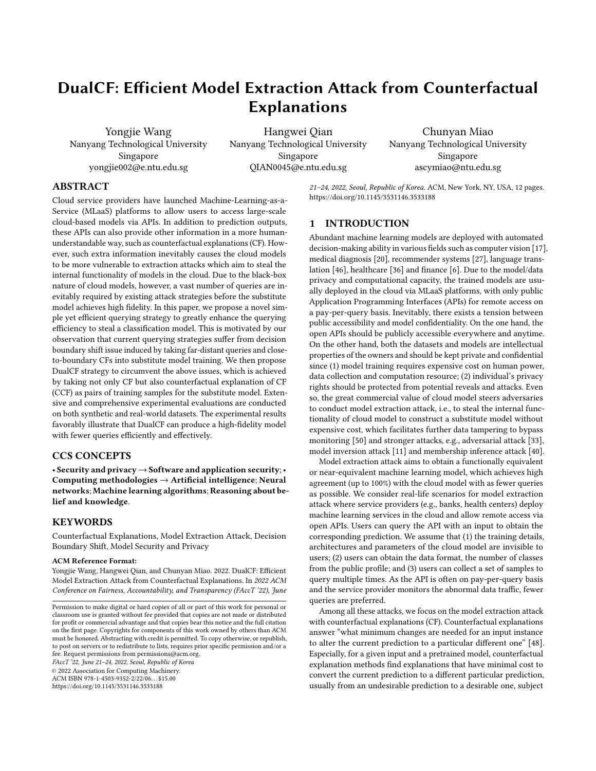# DualCF: Efficient Model Extraction Attack from Counterfactual Explanations

Yongjie Wang
Nanyang Technological University
Singapore
yongjie002@e.ntu.edu.sg

Hangwei Qian
Nanyang Technological University
Singapore
QIAN0045@e.ntu.edu.sg

Chunyan Miao
Nanyang Technological University
Singapore
ascymiao@ntu.edu.sg

## ABSTRACT

Cloud service providers have launched Machine-Learning-as-a-Service (MLaaS) platforms to allow users to access large-scale cloud-based models via APIs. In addition to prediction outputs, these APIs can also provide other information in a more human-understandable way, such as counterfactual explanations (CF). However, such extra information inevitably causes the cloud models to be more vulnerable to extraction attacks which aim to steal the internal functionality of models in the cloud. Due to the black-box nature of cloud models, however, a vast number of queries are inevitably required by existing attack strategies before the substitute model achieves high fidelity. In this paper, we propose a novel simple yet efficient querying strategy to greatly enhance the querying efficiency to steal a classification model. This is motivated by our observation that current querying strategies suffer from decision boundary shift issue induced by taking far-distant queries and close-to-boundary CFs into substitute model training. We then propose DualCF strategy to circumvent the above issues, which is achieved by taking not only CF but also counterfactual explanation of CF (CCF) as pairs of training samples for the substitute model. Extensive and comprehensive experimental evaluations are conducted on both synthetic and real-world datasets. The experimental results favorably illustrate that DualCF can produce a high-fidelity model with fewer queries efficiently and effectively.

## CCS CONCEPTS

• **Security and privacy** → **Software and application security**; • **Computing methodologies** → **Artificial intelligence**; **Neural networks**; **Machine learning algorithms**; **Reasoning about belief and knowledge**.

## KEYWORDS

Counterfactual Explanations, Model Extraction Attack, Decision Boundary Shift, Model Security and Privacy

**ACM Reference Format:**
Yongjie Wang, Hangwei Qian, and Chunyan Miao. 2022. DualCF: Efficient Model Extraction Attack from Counterfactual Explanations. In *2022 ACM Conference on Fairness, Accountability, and Transparency (FAccT '22), June 21–24, 2022, Seoul, Republic of Korea.* ACM, New York, NY, USA, 12 pages. https://doi.org/10.1145/3531146.3533188

Permission to make digital or hard copies of all or part of this work for personal or classroom use is granted without fee provided that copies are not made or distributed for profit or commercial advantage and that copies bear this notice and the full citation on the first page. Copyrights for components of this work owned by others than ACM must be honored. Abstracting with credit is permitted. To copy otherwise, or republish, to post on servers or to redistribute to lists, requires prior specific permission and/or a fee. Request permissions from permissions@acm.org.
*FAccT '22, June 21–24, 2022, Seoul, Republic of Korea*
© 2022 Association for Computing Machinery.
ACM ISBN 978-1-4503-9352-2/22/06...$15.00
https://doi.org/10.1145/3531146.3533188

## 1 INTRODUCTION

Abundant machine learning models are deployed with automated decision-making ability in various fields such as computer vision [17], medical diagnosis [20], recommender systems [27], language translation [46], healthcare [36] and finance [6]. Due to the model/data privacy and computational capacity, the trained models are usually deployed in the cloud via MLaaS platforms, with only public Application Programming Interfaces (APIs) for remote access on a pay-per-query basis. Inevitably, there exists a tension between public accessibility and model confidentiality. On the one hand, the open APIs should be publicly accessible everywhere and anytime. On the other hand, both the datasets and models are intellectual properties of the owners and should be kept private and confidential since (1) model training requires expensive cost on human power, data collection and computation resource; (2) individual's privacy rights should be protected from potential reveals and attacks. Even so, the great commercial value of cloud model steers adversaries to conduct model extraction attack, i.e., to steal the internal functionality of cloud model to construct a substitute model without expensive cost, which facilitates further data tampering to bypass monitoring [50] and stronger attacks, e.g., adversarial attack [33], model inversion attack [11] and membership inference attack [40].

Model extraction attack aims to obtain a functionally equivalent or near-equivalent machine learning model, which achieves high agreement (up to 100%) with the cloud model with as fewer queries as possible. We consider real-life scenarios for model extraction attack where service providers (e.g., banks, health centers) deploy machine learning services in the cloud and allow remote access via open APIs. Users can query the API with an input to obtain the corresponding prediction. We assume that (1) the training details, architectures and parameters of the cloud model are invisible to users; (2) users can obtain the data format, the number of classes from the public profile; and (3) users can collect a set of samples to query multiple times. As the API is often on pay-per-query basis and the service provider monitors the abnormal data traffic, fewer queries are preferred.

Among all these attacks, we focus on the model extraction attack with counterfactual explanations (CF). Counterfactual explanations answer "what minimum changes are needed for an input instance to alter the current prediction to a particular different one" [48]. Especially, for a given input and a pretrained model, counterfactual explanation methods find explanations that have minimal cost to convert the current prediction to a different particular prediction, usually from an undesirable prediction to a desirable one, subject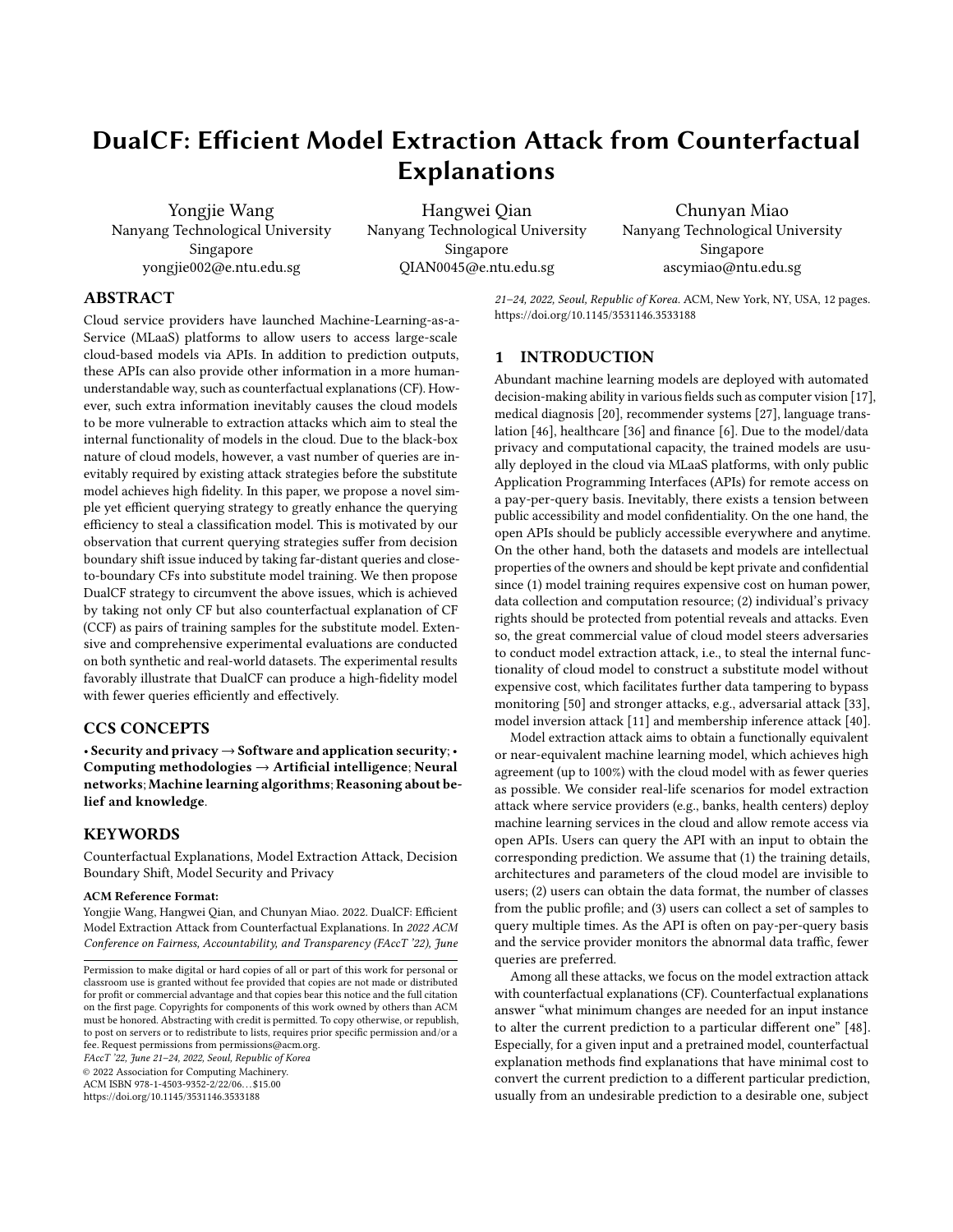# DualCF: Efficient Model Extraction Attack from Counterfactual Explanations

Yongjie Wang
Nanyang Technological University
Singapore
yongjie002@e.ntu.edu.sg

Hangwei Qian
Nanyang Technological University
Singapore
QIAN0045@e.ntu.edu.sg

Chunyan Miao
Nanyang Technological University
Singapore
ascymiao@ntu.edu.sg

## ABSTRACT

Cloud service providers have launched Machine-Learning-as-a-Service (MLaaS) platforms to allow users to access large-scale cloud-based models via APIs. In addition to prediction outputs, these APIs can also provide other information in a more human-understandable way, such as counterfactual explanations (CF). However, such extra information inevitably causes the cloud models to be more vulnerable to extraction attacks which aim to steal the internal functionality of models in the cloud. Due to the black-box nature of cloud models, however, a vast number of queries are inevitably required by existing attack strategies before the substitute model achieves high fidelity. In this paper, we propose a novel simple yet efficient querying strategy to greatly enhance the querying efficiency to steal a classification model. This is motivated by our observation that current querying strategies suffer from decision boundary shift issue induced by taking far-distant queries and close-to-boundary CFs into substitute model training. We then propose DualCF strategy to circumvent the above issues, which is achieved by taking not only CF but also counterfactual explanation of CF (CCF) as pairs of training samples for the substitute model. Extensive and comprehensive experimental evaluations are conducted on both synthetic and real-world datasets. The experimental results favorably illustrate that DualCF can produce a high-fidelity model with fewer queries efficiently and effectively.

## CCS CONCEPTS

• **Security and privacy → Software and application security**; • **Computing methodologies → Artificial intelligence**; **Neural networks**; **Machine learning algorithms**; **Reasoning about belief and knowledge**.

## KEYWORDS

Counterfactual Explanations, Model Extraction Attack, Decision Boundary Shift, Model Security and Privacy

**ACM Reference Format:**
Yongjie Wang, Hangwei Qian, and Chunyan Miao. 2022. DualCF: Efficient Model Extraction Attack from Counterfactual Explanations. In *2022 ACM Conference on Fairness, Accountability, and Transparency (FAccT '22), June 21–24, 2022, Seoul, Republic of Korea.* ACM, New York, NY, USA, 12 pages. https://doi.org/10.1145/3531146.3533188

Permission to make digital or hard copies of all or part of this work for personal or classroom use is granted without fee provided that copies are not made or distributed for profit or commercial advantage and that copies bear this notice and the full citation on the first page. Copyrights for components of this work owned by others than ACM must be honored. Abstracting with credit is permitted. To copy otherwise, or republish, to post on servers or to redistribute to lists, requires prior specific permission and/or a fee. Request permissions from permissions@acm.org.
*FAccT '22, June 21–24, 2022, Seoul, Republic of Korea*
© 2022 Association for Computing Machinery.
ACM ISBN 978-1-4503-9352-2/22/06…$15.00
https://doi.org/10.1145/3531146.3533188

## 1 INTRODUCTION

Abundant machine learning models are deployed with automated decision-making ability in various fields such as computer vision [17], medical diagnosis [20], recommender systems [27], language translation [46], healthcare [36] and finance [6]. Due to the model/data privacy and computational capacity, the trained models are usually deployed in the cloud via MLaaS platforms, with only public Application Programming Interfaces (APIs) for remote access on a pay-per-query basis. Inevitably, there exists a tension between public accessibility and model confidentiality. On the one hand, the open APIs should be publicly accessible everywhere and anytime. On the other hand, both the datasets and models are intellectual properties of the owners and should be kept private and confidential since (1) model training requires expensive cost on human power, data collection and computation resource; (2) individual's privacy rights should be protected from potential reveals and attacks. Even so, the great commercial value of cloud model steers adversaries to conduct model extraction attack, i.e., to steal the internal functionality of cloud model to construct a substitute model without expensive cost, which facilitates further data tampering to bypass monitoring [50] and stronger attacks, e.g., adversarial attack [33], model inversion attack [11] and membership inference attack [40].

Model extraction attack aims to obtain a functionally equivalent or near-equivalent machine learning model, which achieves high agreement (up to 100%) with the cloud model with as fewer queries as possible. We consider real-life scenarios for model extraction attack where service providers (e.g., banks, health centers) deploy machine learning services in the cloud and allow remote access via open APIs. Users can query the API with an input to obtain the corresponding prediction. We assume that (1) the training details, architectures and parameters of the cloud model are invisible to users; (2) users can obtain the data format, the number of classes from the public profile; and (3) users can collect a set of samples to query multiple times. As the API is often on pay-per-query basis and the service provider monitors the abnormal data traffic, fewer queries are preferred.

Among all these attacks, we focus on the model extraction attack with counterfactual explanations (CF). Counterfactual explanations answer "what minimum changes are needed for an input instance to alter the current prediction to a particular different one" [48]. Especially, for a given input and a pretrained model, counterfactual explanation methods find explanations that have minimal cost to convert the current prediction to a different particular prediction, usually from an undesirable prediction to a desirable one, subject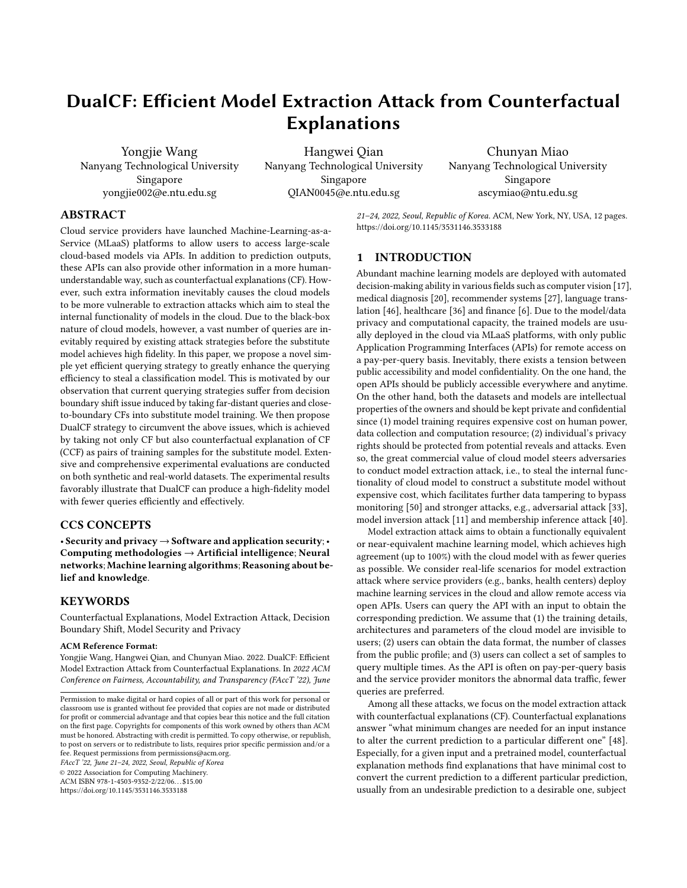# DualCF: Efficient Model Extraction Attack from Counterfactual Explanations

Yongjie Wang
Nanyang Technological University
Singapore
yongjie002@e.ntu.edu.sg

Hangwei Qian
Nanyang Technological University
Singapore
QIAN0045@e.ntu.edu.sg

Chunyan Miao
Nanyang Technological University
Singapore
ascymiao@ntu.edu.sg

## ABSTRACT

Cloud service providers have launched Machine-Learning-as-a-Service (MLaaS) platforms to allow users to access large-scale cloud-based models via APIs. In addition to prediction outputs, these APIs can also provide other information in a more human-understandable way, such as counterfactual explanations (CF). However, such extra information inevitably causes the cloud models to be more vulnerable to extraction attacks which aim to steal the internal functionality of models in the cloud. Due to the black-box nature of cloud models, however, a vast number of queries are inevitably required by existing attack strategies before the substitute model achieves high fidelity. In this paper, we propose a novel simple yet efficient querying strategy to greatly enhance the querying efficiency to steal a classification model. This is motivated by our observation that current querying strategies suffer from decision boundary shift issue induced by taking far-distant queries and close-to-boundary CFs into substitute model training. We then propose DualCF strategy to circumvent the above issues, which is achieved by taking not only CF but also counterfactual explanation of CF (CCF) as pairs of training samples for the substitute model. Extensive and comprehensive experimental evaluations are conducted on both synthetic and real-world datasets. The experimental results favorably illustrate that DualCF can produce a high-fidelity model with fewer queries efficiently and effectively.

## CCS CONCEPTS

• **Security and privacy → Software and application security**; • **Computing methodologies → Artificial intelligence**; **Neural networks**; **Machine learning algorithms**; **Reasoning about belief and knowledge**.

## KEYWORDS

Counterfactual Explanations, Model Extraction Attack, Decision Boundary Shift, Model Security and Privacy

**ACM Reference Format:**
Yongjie Wang, Hangwei Qian, and Chunyan Miao. 2022. DualCF: Efficient Model Extraction Attack from Counterfactual Explanations. In *2022 ACM Conference on Fairness, Accountability, and Transparency (FAccT '22), June 21–24, 2022, Seoul, Republic of Korea.* ACM, New York, NY, USA, 12 pages. https://doi.org/10.1145/3531146.3533188

Permission to make digital or hard copies of all or part of this work for personal or classroom use is granted without fee provided that copies are not made or distributed for profit or commercial advantage and that copies bear this notice and the full citation on the first page. Copyrights for components of this work owned by others than ACM must be honored. Abstracting with credit is permitted. To copy otherwise, or republish, to post on servers or to redistribute to lists, requires prior specific permission and/or a fee. Request permissions from permissions@acm.org.
*FAccT '22, June 21–24, 2022, Seoul, Republic of Korea*
© 2022 Association for Computing Machinery.
ACM ISBN 978-1-4503-9352-2/22/06...$15.00
https://doi.org/10.1145/3531146.3533188

## 1 INTRODUCTION

Abundant machine learning models are deployed with automated decision-making ability in various fields such as computer vision [17], medical diagnosis [20], recommender systems [27], language translation [46], healthcare [36] and finance [6]. Due to the model/data privacy and computational capacity, the trained models are usually deployed in the cloud via MLaaS platforms, with only public Application Programming Interfaces (APIs) for remote access on a pay-per-query basis. Inevitably, there exists a tension between public accessibility and model confidentiality. On the one hand, the open APIs should be publicly accessible everywhere and anytime. On the other hand, both the datasets and models are intellectual properties of the owners and should be kept private and confidential since (1) model training requires expensive cost on human power, data collection and computation resource; (2) individual's privacy rights should be protected from potential reveals and attacks. Even so, the great commercial value of cloud model steers adversaries to conduct model extraction attack, i.e., to steal the internal functionality of cloud model to construct a substitute model without expensive cost, which facilitates further data tampering to bypass monitoring [50] and stronger attacks, e.g., adversarial attack [33], model inversion attack [11] and membership inference attack [40].

Model extraction attack aims to obtain a functionally equivalent or near-equivalent machine learning model, which achieves high agreement (up to 100%) with the cloud model with as fewer queries as possible. We consider real-life scenarios for model extraction attack where service providers (e.g., banks, health centers) deploy machine learning services in the cloud and allow remote access via open APIs. Users can query the API with an input to obtain the corresponding prediction. We assume that (1) the training details, architectures and parameters of the cloud model are invisible to users; (2) users can obtain the data format, the number of classes from the public profile; and (3) users can collect a set of samples to query multiple times. As the API is often on pay-per-query basis and the service provider monitors the abnormal data traffic, fewer queries are preferred.

Among all these attacks, we focus on the model extraction attack with counterfactual explanations (CF). Counterfactual explanations answer "what minimum changes are needed for an input instance to alter the current prediction to a particular different one" [48]. Especially, for a given input and a pretrained model, counterfactual explanation methods find explanations that have minimal cost to convert the current prediction to a different particular prediction, usually from an undesirable prediction to a desirable one, subject